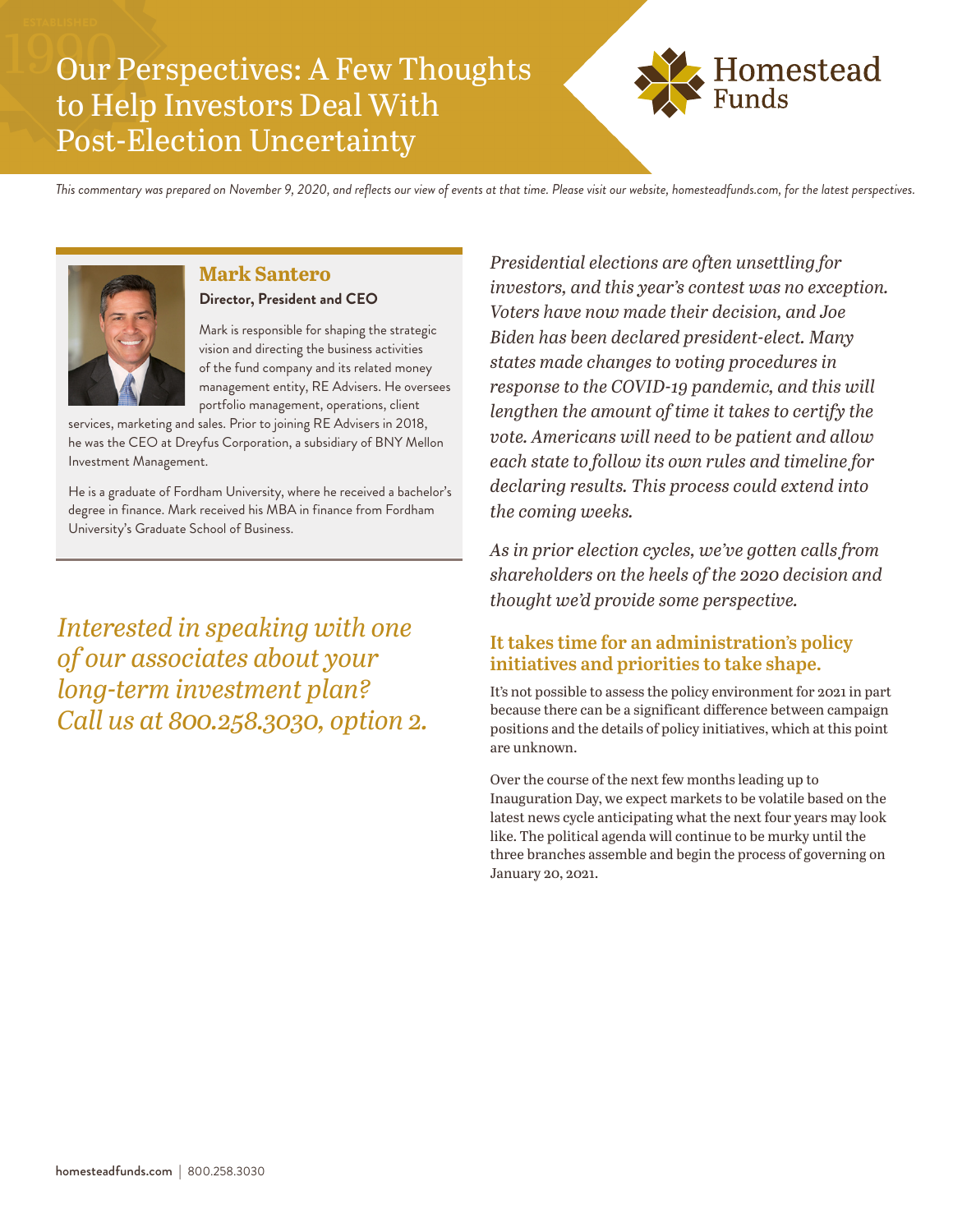# Our Perspectives: A Few Thoughts to Help Investors Deal With Post-Election Uncertainty

Homestead Funds

*This commentary was prepared on November 9, 2020, and reflects our view of events at that time. Please visit our website, homesteadfunds.com, for the latest perspectives.*

**Mark Santero**
**Director, President and CEO**

Mark is responsible for shaping the strategic vision and directing the business activities of the fund company and its related money management entity, RE Advisers. He oversees portfolio management, operations, client services, marketing and sales. Prior to joining RE Advisers in 2018, he was the CEO at Dreyfus Corporation, a subsidiary of BNY Mellon Investment Management.

He is a graduate of Fordham University, where he received a bachelor's degree in finance. Mark received his MBA in finance from Fordham University's Graduate School of Business.

*Interested in speaking with one of our associates about your long-term investment plan? Call us at 800.258.3030, option 2.*

*Presidential elections are often unsettling for investors, and this year's contest was no exception. Voters have now made their decision, and Joe Biden has been declared president-elect. Many states made changes to voting procedures in response to the COVID-19 pandemic, and this will lengthen the amount of time it takes to certify the vote. Americans will need to be patient and allow each state to follow its own rules and timeline for declaring results. This process could extend into the coming weeks.*

*As in prior election cycles, we've gotten calls from shareholders on the heels of the 2020 decision and thought we'd provide some perspective.*

## It takes time for an administration's policy initiatives and priorities to take shape.

It's not possible to assess the policy environment for 2021 in part because there can be a significant difference between campaign positions and the details of policy initiatives, which at this point are unknown.

Over the course of the next few months leading up to Inauguration Day, we expect markets to be volatile based on the latest news cycle anticipating what the next four years may look like. The political agenda will continue to be murky until the three branches assemble and begin the process of governing on January 20, 2021.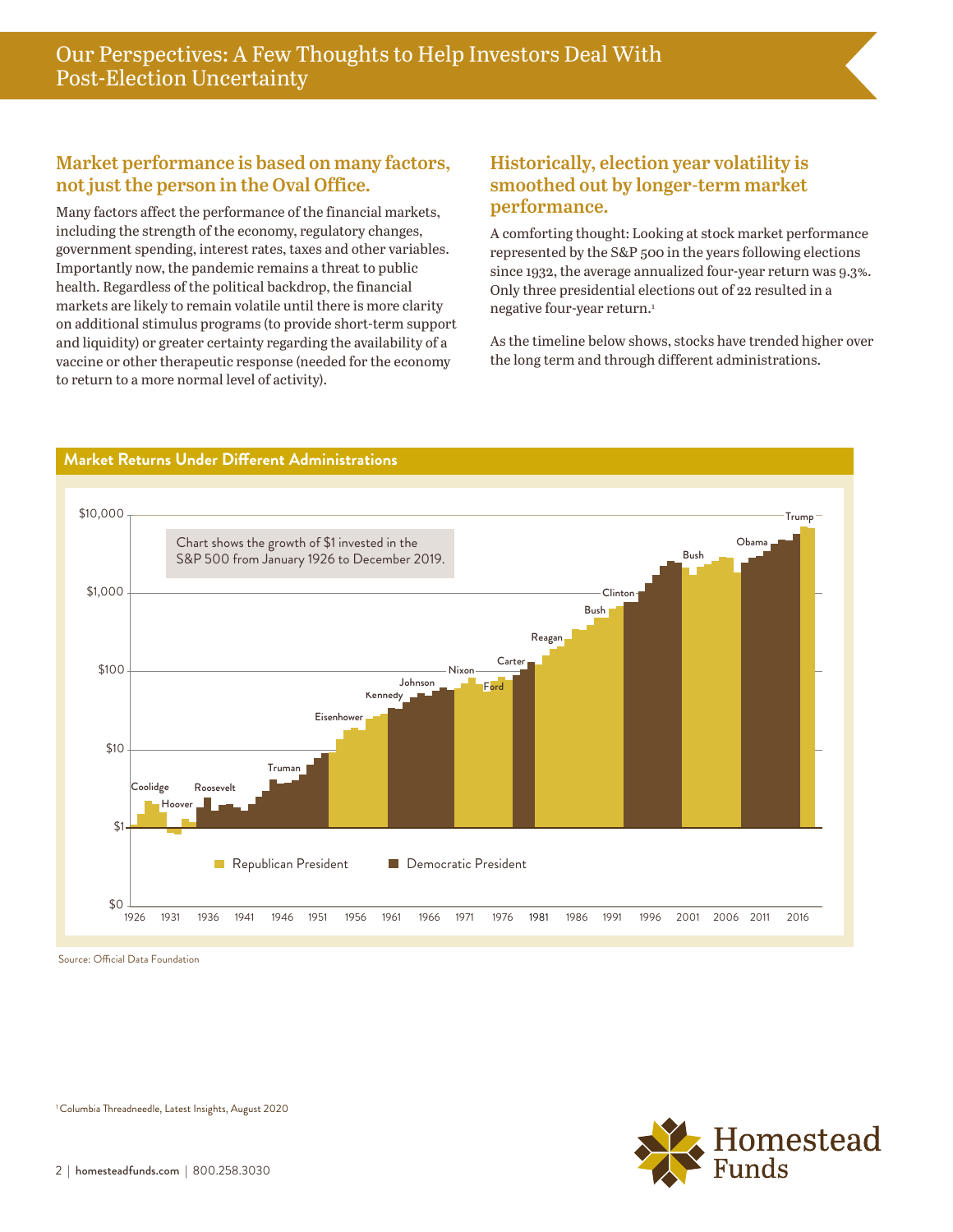# Our Perspectives: A Few Thoughts to Help Investors Deal With Post-Election Uncertainty

## Market performance is based on many factors, not just the person in the Oval Office.

Many factors affect the performance of the financial markets, including the strength of the economy, regulatory changes, government spending, interest rates, taxes and other variables. Importantly now, the pandemic remains a threat to public health. Regardless of the political backdrop, the financial markets are likely to remain volatile until there is more clarity on additional stimulus programs (to provide short-term support and liquidity) or greater certainty regarding the availability of a vaccine or other therapeutic response (needed for the economy to return to a more normal level of activity).

## Historically, election year volatility is smoothed out by longer-term market performance.

A comforting thought: Looking at stock market performance represented by the S&P 500 in the years following elections since 1932, the average annualized four-year return was 9.3%. Only three presidential elections out of 22 resulted in a negative four-year return.[1]

As the timeline below shows, stocks have trended higher over the long term and through different administrations.

**Market Returns Under Different Administrations**

Chart shows the growth of $1 invested in the S&P 500 from January 1926 to December 2019.

Republican President | Democratic President

Source: Official Data Foundation

[1] Columbia Threadneedle, Latest Insights, August 2020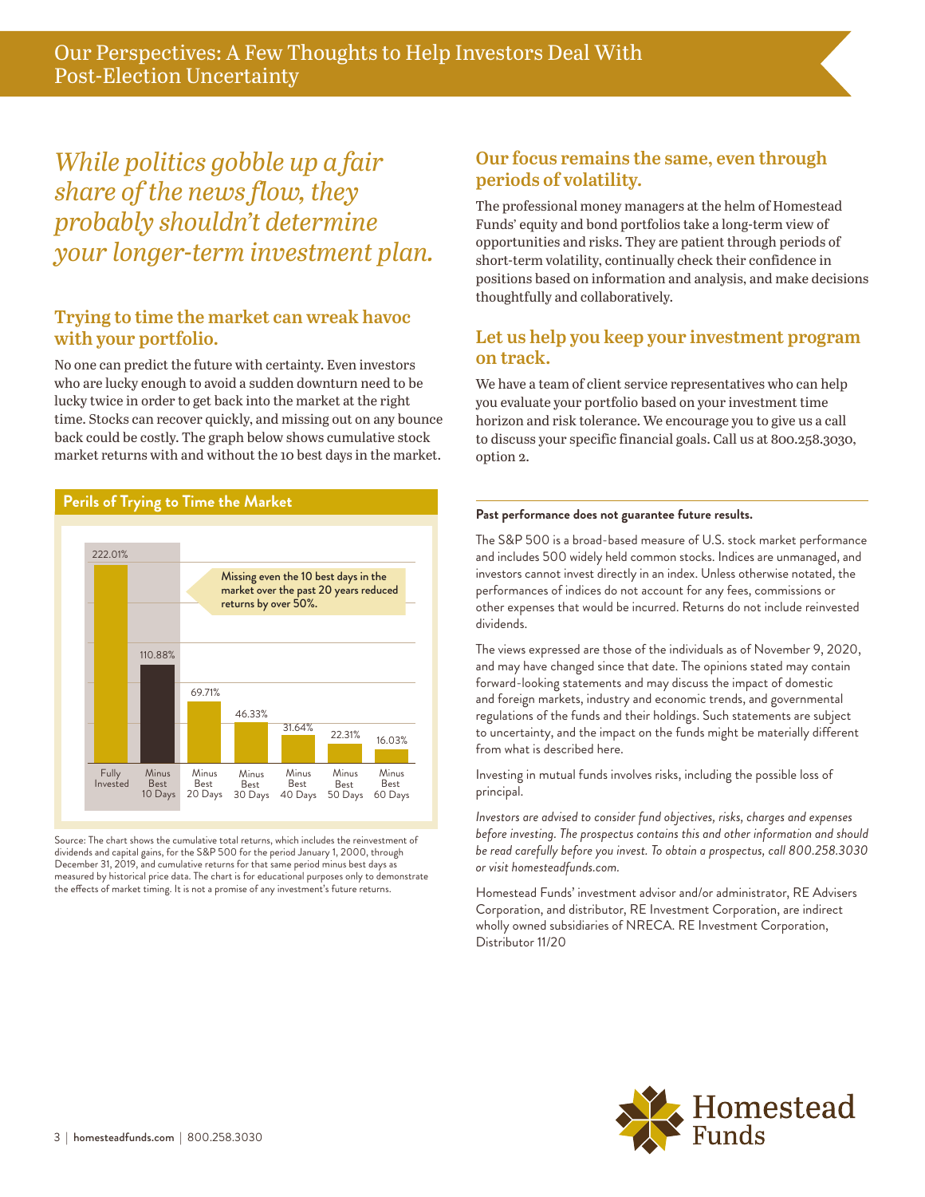# Our Perspectives: A Few Thoughts to Help Investors Deal With Post-Election Uncertainty

*While politics gobble up a fair share of the news flow, they probably shouldn't determine your longer-term investment plan.*

## Trying to time the market can wreak havoc with your portfolio.

No one can predict the future with certainty. Even investors who are lucky enough to avoid a sudden downturn need to be lucky twice in order to get back into the market at the right time. Stocks can recover quickly, and missing out on any bounce back could be costly. The graph below shows cumulative stock market returns with and without the 10 best days in the market.

### Perils of Trying to Time the Market

222.01%
110.88%
69.71%
46.33%
31.64%
22.31%
16.03%

Fully Invested
Minus Best 10 Days
Minus Best 20 Days
Minus Best 30 Days
Minus Best 40 Days
Minus Best 50 Days
Minus Best 60 Days

Missing even the 10 best days in the market over the past 20 years reduced returns by over 50%.

Source: The chart shows the cumulative total returns, which includes the reinvestment of dividends and capital gains, for the S&P 500 for the period January 1, 2000, through December 31, 2019, and cumulative returns for that same period minus best days as measured by historical price data. The chart is for educational purposes only to demonstrate the effects of market timing. It is not a promise of any investment's future returns.

## Our focus remains the same, even through periods of volatility.

The professional money managers at the helm of Homestead Funds' equity and bond portfolios take a long-term view of opportunities and risks. They are patient through periods of short-term volatility, continually check their confidence in positions based on information and analysis, and make decisions thoughtfully and collaboratively.

## Let us help you keep your investment program on track.

We have a team of client service representatives who can help you evaluate your portfolio based on your investment time horizon and risk tolerance. We encourage you to give us a call to discuss your specific financial goals. Call us at 800.258.3030, option 2.

**Past performance does not guarantee future results.**

The S&P 500 is a broad-based measure of U.S. stock market performance and includes 500 widely held common stocks. Indices are unmanaged, and investors cannot invest directly in an index. Unless otherwise notated, the performances of indices do not account for any fees, commissions or other expenses that would be incurred. Returns do not include reinvested dividends.

The views expressed are those of the individuals as of November 9, 2020, and may have changed since that date. The opinions stated may contain forward-looking statements and may discuss the impact of domestic and foreign markets, industry and economic trends, and governmental regulations of the funds and their holdings. Such statements are subject to uncertainty, and the impact on the funds might be materially different from what is described here.

Investing in mutual funds involves risks, including the possible loss of principal.

*Investors are advised to consider fund objectives, risks, charges and expenses before investing. The prospectus contains this and other information and should be read carefully before you invest. To obtain a prospectus, call 800.258.3030 or visit homesteadfunds.com.*

Homestead Funds' investment advisor and/or administrator, RE Advisers Corporation, and distributor, RE Investment Corporation, are indirect wholly owned subsidiaries of NRECA. RE Investment Corporation, Distributor 11/20

Homestead Funds